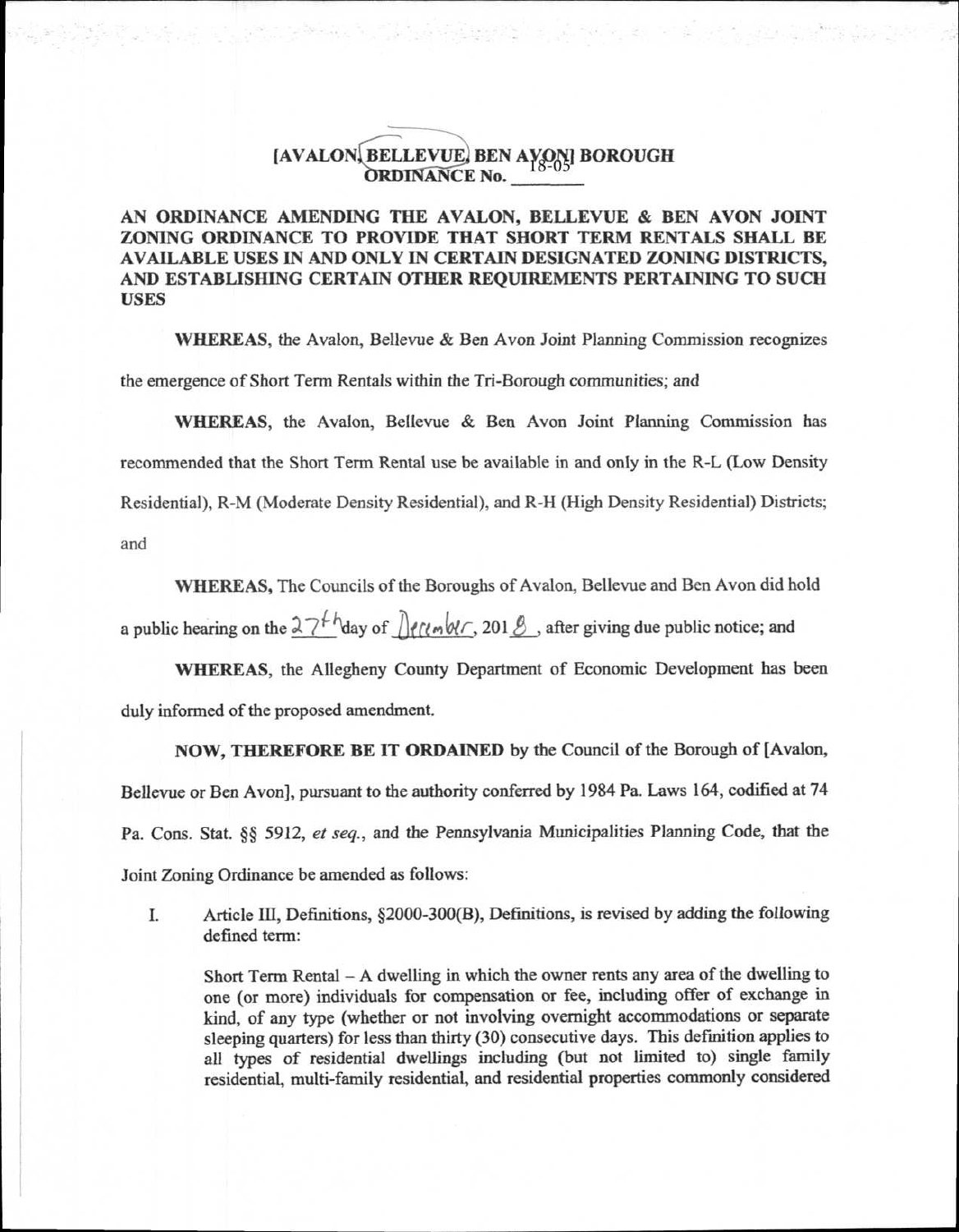# [AVALON, BELLEVUE, BEN AVON] BOROUGH
## ORDINANCE No. 18-05

**AN ORDINANCE AMENDING THE AVALON, BELLEVUE & BEN AVON JOINT ZONING ORDINANCE TO PROVIDE THAT SHORT TERM RENTALS SHALL BE AVAILABLE USES IN AND ONLY IN CERTAIN DESIGNATED ZONING DISTRICTS, AND ESTABLISHING CERTAIN OTHER REQUIREMENTS PERTAINING TO SUCH USES**

**WHEREAS**, the Avalon, Bellevue & Ben Avon Joint Planning Commission recognizes the emergence of Short Term Rentals within the Tri-Borough communities; and

**WHEREAS**, the Avalon, Bellevue & Ben Avon Joint Planning Commission has recommended that the Short Term Rental use be available in and only in the R-L (Low Density Residential), R-M (Moderate Density Residential), and R-H (High Density Residential) Districts; and

**WHEREAS,** The Councils of the Boroughs of Avalon, Bellevue and Ben Avon did hold a public hearing on the 27th day of December, 2018, after giving due public notice; and

**WHEREAS**, the Allegheny County Department of Economic Development has been duly informed of the proposed amendment.

**NOW, THEREFORE BE IT ORDAINED** by the Council of the Borough of [Avalon, Bellevue or Ben Avon], pursuant to the authority conferred by 1984 Pa. Laws 164, codified at 74 Pa. Cons. Stat. §§ 5912, *et seq.*, and the Pennsylvania Municipalities Planning Code, that the Joint Zoning Ordinance be amended as follows:

I. Article III, Definitions, §2000-300(B), Definitions, is revised by adding the following defined term:

Short Term Rental – A dwelling in which the owner rents any area of the dwelling to one (or more) individuals for compensation or fee, including offer of exchange in kind, of any type (whether or not involving overnight accommodations or separate sleeping quarters) for less than thirty (30) consecutive days. This definition applies to all types of residential dwellings including (but not limited to) single family residential, multi-family residential, and residential properties commonly considered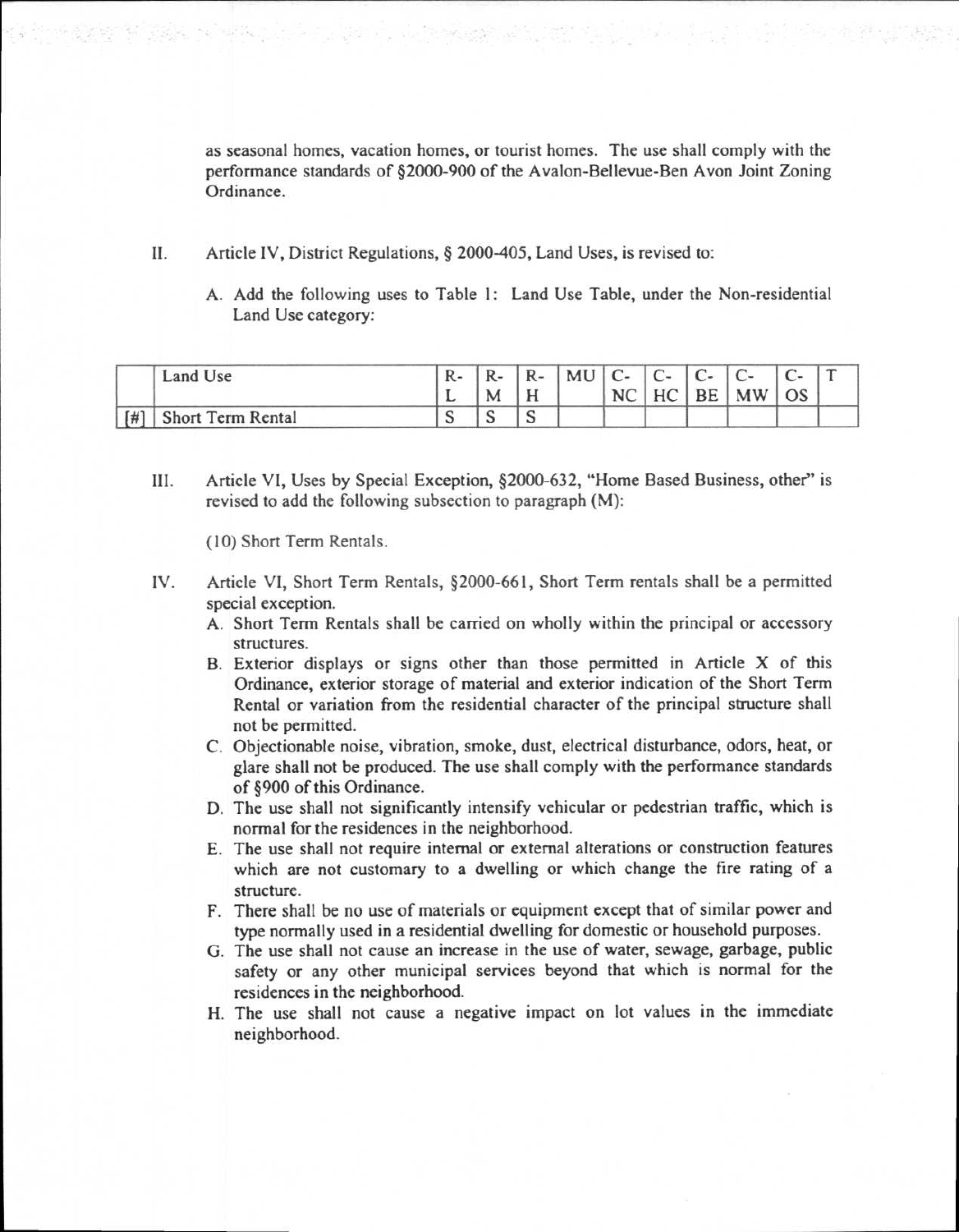as seasonal homes, vacation homes, or tourist homes. The use shall comply with the performance standards of §2000-900 of the Avalon-Bellevue-Ben Avon Joint Zoning Ordinance.

II. Article IV, District Regulations, § 2000-405, Land Uses, is revised to:

A. Add the following uses to Table 1: Land Use Table, under the Non-residential Land Use category:

| | Land Use | R-L | R-M | R-H | MU | C-NC | C-HC | C-BE | C-MW | C-OS | T |
|---|---|---|---|---|---|---|---|---|---|---|---|
| [#] | Short Term Rental | S | S | S | | | | | | | |

III. Article VI, Uses by Special Exception, §2000-632, "Home Based Business, other" is revised to add the following subsection to paragraph (M):

(10) Short Term Rentals.

IV. Article VI, Short Term Rentals, §2000-661, Short Term rentals shall be a permitted special exception.

A. Short Term Rentals shall be carried on wholly within the principal or accessory structures.
B. Exterior displays or signs other than those permitted in Article X of this Ordinance, exterior storage of material and exterior indication of the Short Term Rental or variation from the residential character of the principal structure shall not be permitted.
C. Objectionable noise, vibration, smoke, dust, electrical disturbance, odors, heat, or glare shall not be produced. The use shall comply with the performance standards of §900 of this Ordinance.
D. The use shall not significantly intensify vehicular or pedestrian traffic, which is normal for the residences in the neighborhood.
E. The use shall not require internal or external alterations or construction features which are not customary to a dwelling or which change the fire rating of a structure.
F. There shall be no use of materials or equipment except that of similar power and type normally used in a residential dwelling for domestic or household purposes.
G. The use shall not cause an increase in the use of water, sewage, garbage, public safety or any other municipal services beyond that which is normal for the residences in the neighborhood.
H. The use shall not cause a negative impact on lot values in the immediate neighborhood.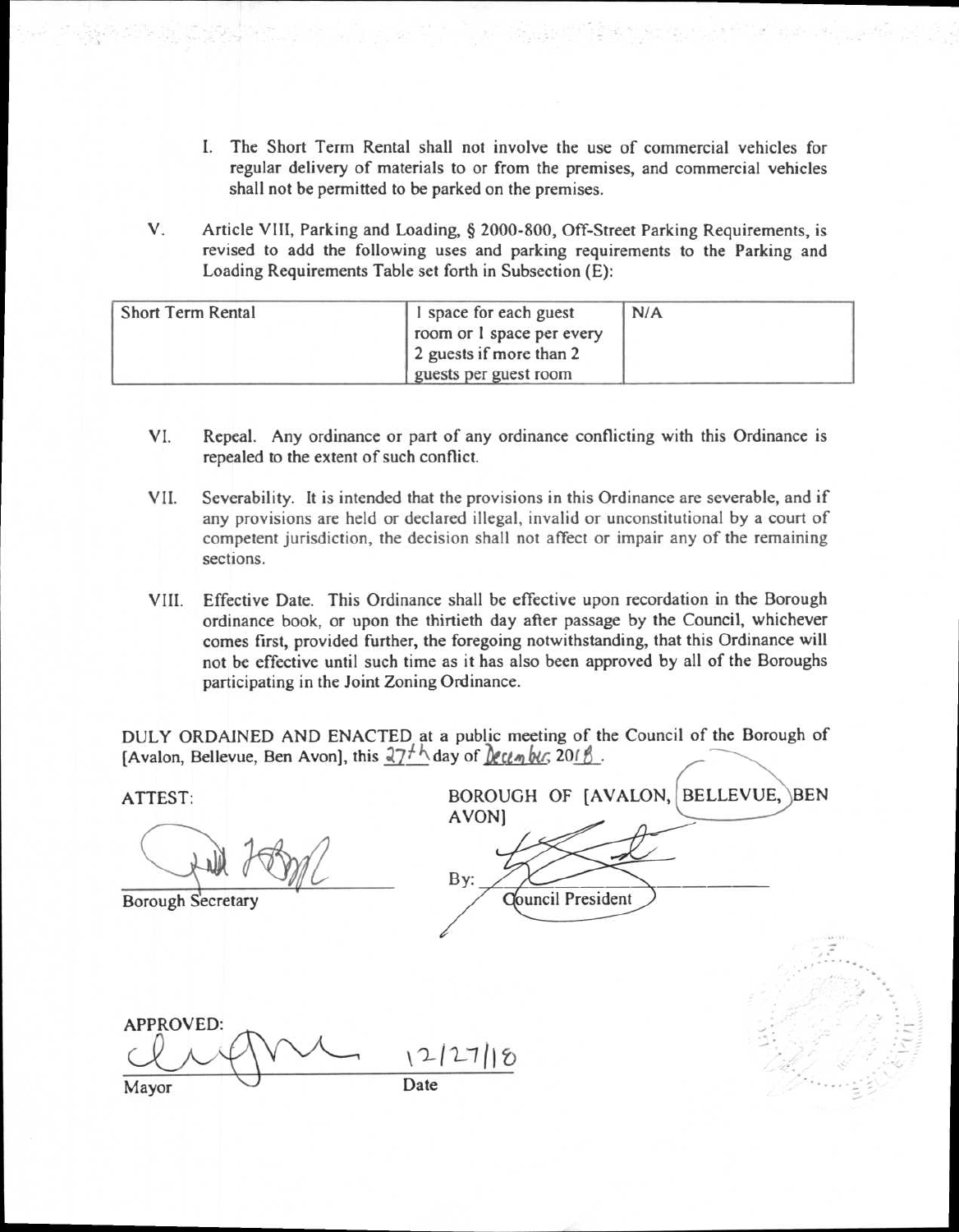I. The Short Term Rental shall not involve the use of commercial vehicles for regular delivery of materials to or from the premises, and commercial vehicles shall not be permitted to be parked on the premises.

V. Article VIII, Parking and Loading, § 2000-800, Off-Street Parking Requirements, is revised to add the following uses and parking requirements to the Parking and Loading Requirements Table set forth in Subsection (E):

| | | |
|---|---|---|
| Short Term Rental | 1 space for each guest room or 1 space per every 2 guests if more than 2 guests per guest room | N/A |

VI. Repeal. Any ordinance or part of any ordinance conflicting with this Ordinance is repealed to the extent of such conflict.

VII. Severability. It is intended that the provisions in this Ordinance are severable, and if any provisions are held or declared illegal, invalid or unconstitutional by a court of competent jurisdiction, the decision shall not affect or impair any of the remaining sections.

VIII. Effective Date. This Ordinance shall be effective upon recordation in the Borough ordinance book, or upon the thirtieth day after passage by the Council, whichever comes first, provided further, the foregoing notwithstanding, that this Ordinance will not be effective until such time as it has also been approved by all of the Boroughs participating in the Joint Zoning Ordinance.

DULY ORDAINED AND ENACTED at a public meeting of the Council of the Borough of [Avalon, Bellevue, Ben Avon], this 27th day of December 2018.

ATTEST:

Borough Secretary

BOROUGH OF [AVALON, BELLEVUE, BEN AVON]

By: Council President

APPROVED:

Mayor

12/27/18

Date